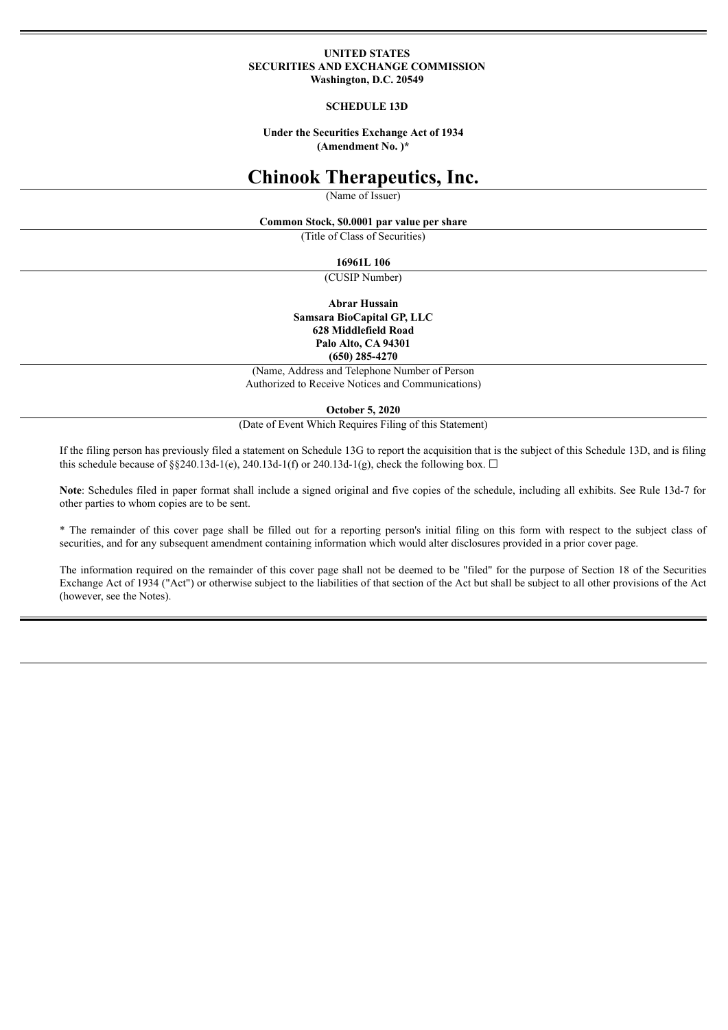**UNITED STATES**
**SECURITIES AND EXCHANGE COMMISSION**
**Washington, D.C. 20549**

**SCHEDULE 13D**

**Under the Securities Exchange Act of 1934**
**(Amendment No. )***

# Chinook Therapeutics, Inc.

(Name of Issuer)

**Common Stock, $0.0001 par value per share**

(Title of Class of Securities)

**16961L 106**

(CUSIP Number)

**Abrar Hussain**
**Samsara BioCapital GP, LLC**
**628 Middlefield Road**
**Palo Alto, CA 94301**
**(650) 285-4270**

(Name, Address and Telephone Number of Person Authorized to Receive Notices and Communications)

**October 5, 2020**

(Date of Event Which Requires Filing of this Statement)

If the filing person has previously filed a statement on Schedule 13G to report the acquisition that is the subject of this Schedule 13D, and is filing this schedule because of §§240.13d-1(e), 240.13d-1(f) or 240.13d-1(g), check the following box. ☐

**Note**: Schedules filed in paper format shall include a signed original and five copies of the schedule, including all exhibits. See Rule 13d-7 for other parties to whom copies are to be sent.

* The remainder of this cover page shall be filled out for a reporting person's initial filing on this form with respect to the subject class of securities, and for any subsequent amendment containing information which would alter disclosures provided in a prior cover page.

The information required on the remainder of this cover page shall not be deemed to be "filed" for the purpose of Section 18 of the Securities Exchange Act of 1934 ("Act") or otherwise subject to the liabilities of that section of the Act but shall be subject to all other provisions of the Act (however, see the Notes).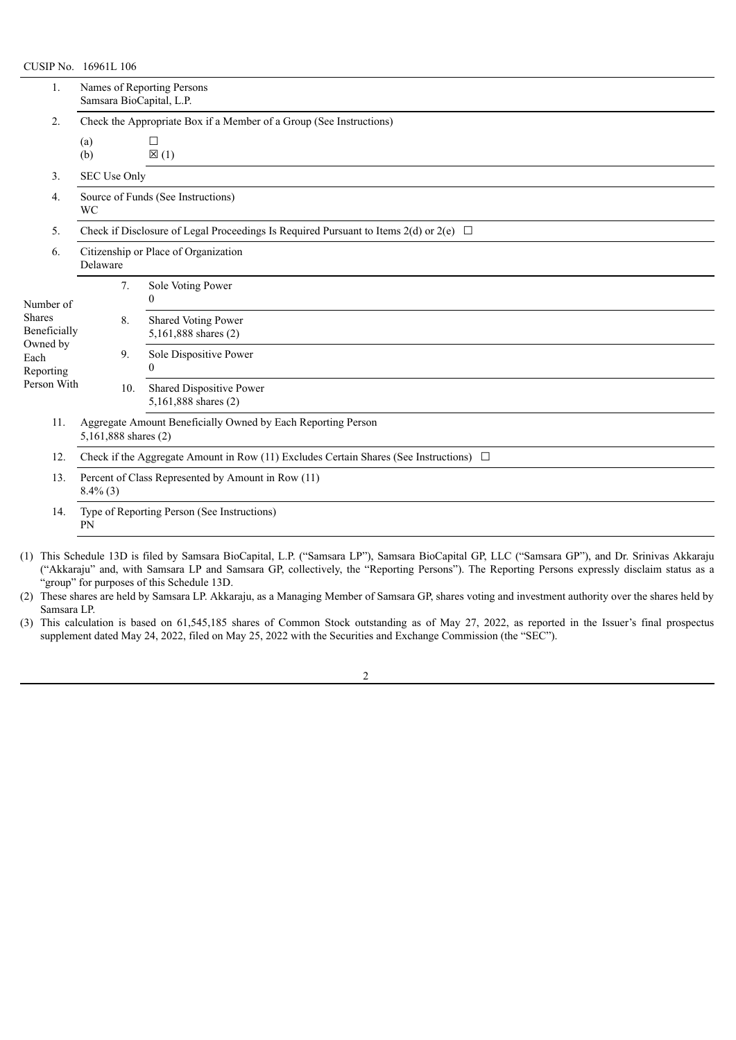CUSIP No. 16961L 106

| | | | |
|---|---|---|---|
| 1. | Names of Reporting Persons<br>Samsara BioCapital, L.P. | | |
| 2. | Check the Appropriate Box if a Member of a Group (See Instructions)<br>(a) ☐<br>(b) ☒ (1) | | |
| 3. | SEC Use Only | | |
| 4. | Source of Funds (See Instructions)<br>WC | | |
| 5. | Check if Disclosure of Legal Proceedings Is Required Pursuant to Items 2(d) or 2(e) ☐ | | |
| 6. | Citizenship or Place of Organization<br>Delaware | | |
| Number of Shares Beneficially Owned by Each Reporting Person With | | 7. | Sole Voting Power<br>0 |
| | | 8. | Shared Voting Power<br>5,161,888 shares (2) |
| | | 9. | Sole Dispositive Power<br>0 |
| | | 10. | Shared Dispositive Power<br>5,161,888 shares (2) |
| 11. | Aggregate Amount Beneficially Owned by Each Reporting Person<br>5,161,888 shares (2) | | |
| 12. | Check if the Aggregate Amount in Row (11) Excludes Certain Shares (See Instructions) ☐ | | |
| 13. | Percent of Class Represented by Amount in Row (11)<br>8.4% (3) | | |
| 14. | Type of Reporting Person (See Instructions)<br>PN | | |

(1) This Schedule 13D is filed by Samsara BioCapital, L.P. ("Samsara LP"), Samsara BioCapital GP, LLC ("Samsara GP"), and Dr. Srinivas Akkaraju ("Akkaraju" and, with Samsara LP and Samsara GP, collectively, the "Reporting Persons"). The Reporting Persons expressly disclaim status as a "group" for purposes of this Schedule 13D.

(2) These shares are held by Samsara LP. Akkaraju, as a Managing Member of Samsara GP, shares voting and investment authority over the shares held by Samsara LP.

(3) This calculation is based on 61,545,185 shares of Common Stock outstanding as of May 27, 2022, as reported in the Issuer's final prospectus supplement dated May 24, 2022, filed on May 25, 2022 with the Securities and Exchange Commission (the "SEC").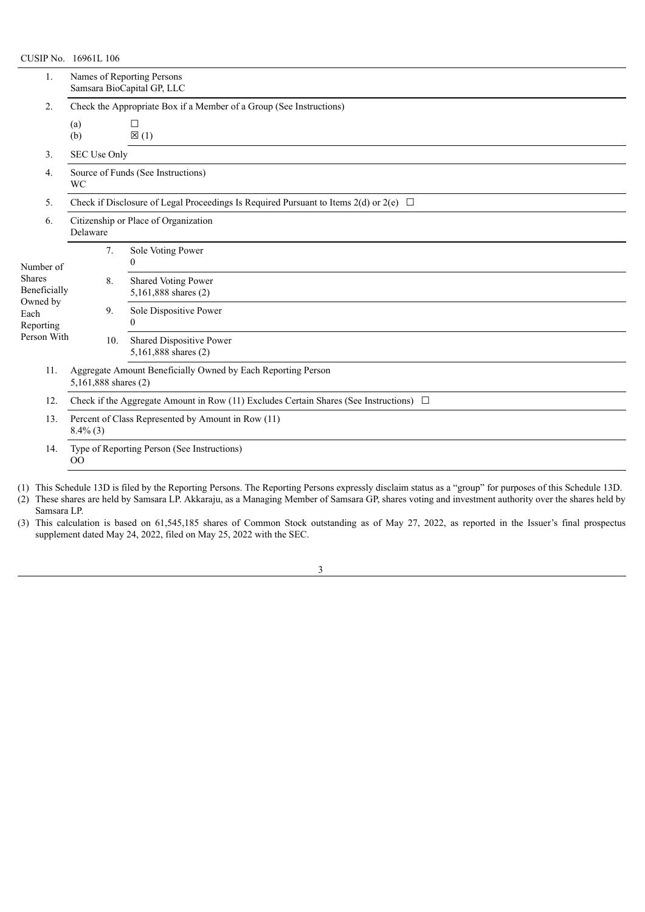CUSIP No. 16961L 106

| | | | |
|---|---|---|---|
| 1. | Names of Reporting Persons<br>Samsara BioCapital GP, LLC | | |
| 2. | Check the Appropriate Box if a Member of a Group (See Instructions)<br>(a) ☐<br>(b) ☒ (1) | | |
| 3. | SEC Use Only | | |
| 4. | Source of Funds (See Instructions)<br>WC | | |
| 5. | Check if Disclosure of Legal Proceedings Is Required Pursuant to Items 2(d) or 2(e) ☐ | | |
| 6. | Citizenship or Place of Organization<br>Delaware | | |
| Number of Shares Beneficially Owned by Each Reporting Person With | | 7. | Sole Voting Power<br>0 |
| | | 8. | Shared Voting Power<br>5,161,888 shares (2) |
| | | 9. | Sole Dispositive Power<br>0 |
| | | 10. | Shared Dispositive Power<br>5,161,888 shares (2) |
| 11. | Aggregate Amount Beneficially Owned by Each Reporting Person<br>5,161,888 shares (2) | | |
| 12. | Check if the Aggregate Amount in Row (11) Excludes Certain Shares (See Instructions) ☐ | | |
| 13. | Percent of Class Represented by Amount in Row (11)<br>8.4% (3) | | |
| 14. | Type of Reporting Person (See Instructions)<br>OO | | |

(1) This Schedule 13D is filed by the Reporting Persons. The Reporting Persons expressly disclaim status as a "group" for purposes of this Schedule 13D.

(2) These shares are held by Samsara LP. Akkaraju, as a Managing Member of Samsara GP, shares voting and investment authority over the shares held by Samsara LP.

(3) This calculation is based on 61,545,185 shares of Common Stock outstanding as of May 27, 2022, as reported in the Issuer's final prospectus supplement dated May 24, 2022, filed on May 25, 2022 with the SEC.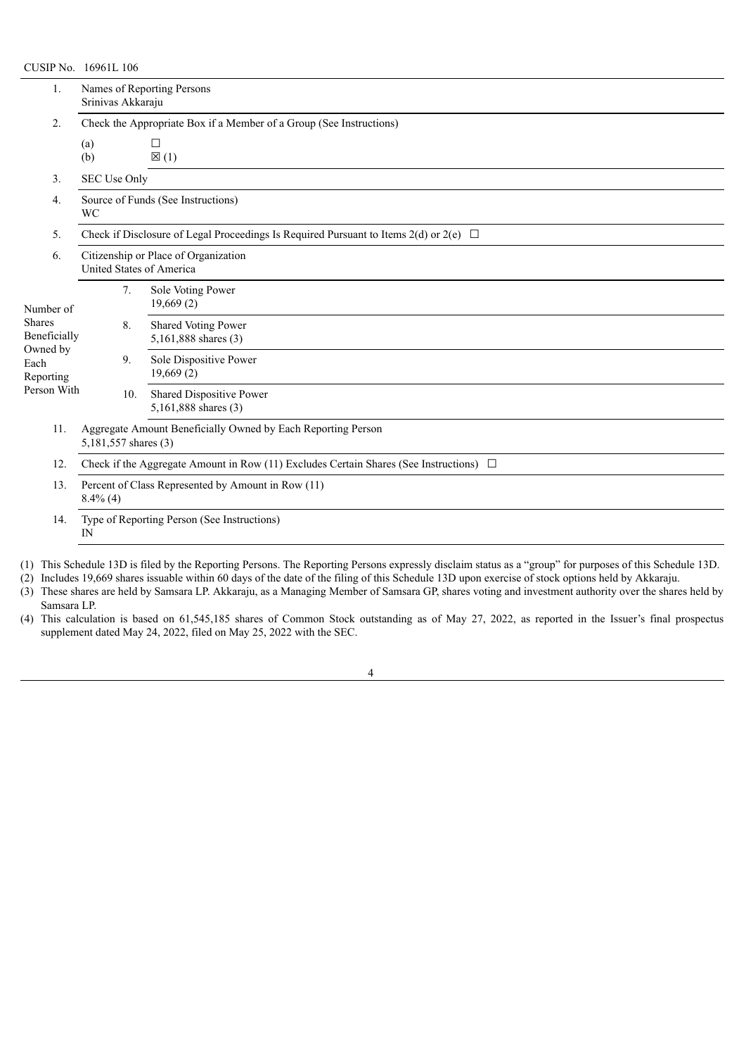CUSIP No. 16961L 106

| 1. | Names of Reporting Persons<br>Srinivas Akkaraju | | |
|---|---|---|---|
| 2. | Check the Appropriate Box if a Member of a Group (See Instructions)<br>(a) ☐<br>(b) ☒ (1) | | |
| 3. | SEC Use Only | | |
| 4. | Source of Funds (See Instructions)<br>WC | | |
| 5. | Check if Disclosure of Legal Proceedings Is Required Pursuant to Items 2(d) or 2(e) ☐ | | |
| 6. | Citizenship or Place of Organization<br>United States of America | | |
| Number of Shares Beneficially Owned by Each Reporting Person With | | 7. | Sole Voting Power<br>19,669 (2) |
| | | 8. | Shared Voting Power<br>5,161,888 shares (3) |
| | | 9. | Sole Dispositive Power<br>19,669 (2) |
| | | 10. | Shared Dispositive Power<br>5,161,888 shares (3) |
| 11. | Aggregate Amount Beneficially Owned by Each Reporting Person<br>5,181,557 shares (3) | | |
| 12. | Check if the Aggregate Amount in Row (11) Excludes Certain Shares (See Instructions) ☐ | | |
| 13. | Percent of Class Represented by Amount in Row (11)<br>8.4% (4) | | |
| 14. | Type of Reporting Person (See Instructions)<br>IN | | |

(1) This Schedule 13D is filed by the Reporting Persons. The Reporting Persons expressly disclaim status as a "group" for purposes of this Schedule 13D.

(2) Includes 19,669 shares issuable within 60 days of the date of the filing of this Schedule 13D upon exercise of stock options held by Akkaraju.

(3) These shares are held by Samsara LP. Akkaraju, as a Managing Member of Samsara GP, shares voting and investment authority over the shares held by Samsara LP.

(4) This calculation is based on 61,545,185 shares of Common Stock outstanding as of May 27, 2022, as reported in the Issuer's final prospectus supplement dated May 24, 2022, filed on May 25, 2022 with the SEC.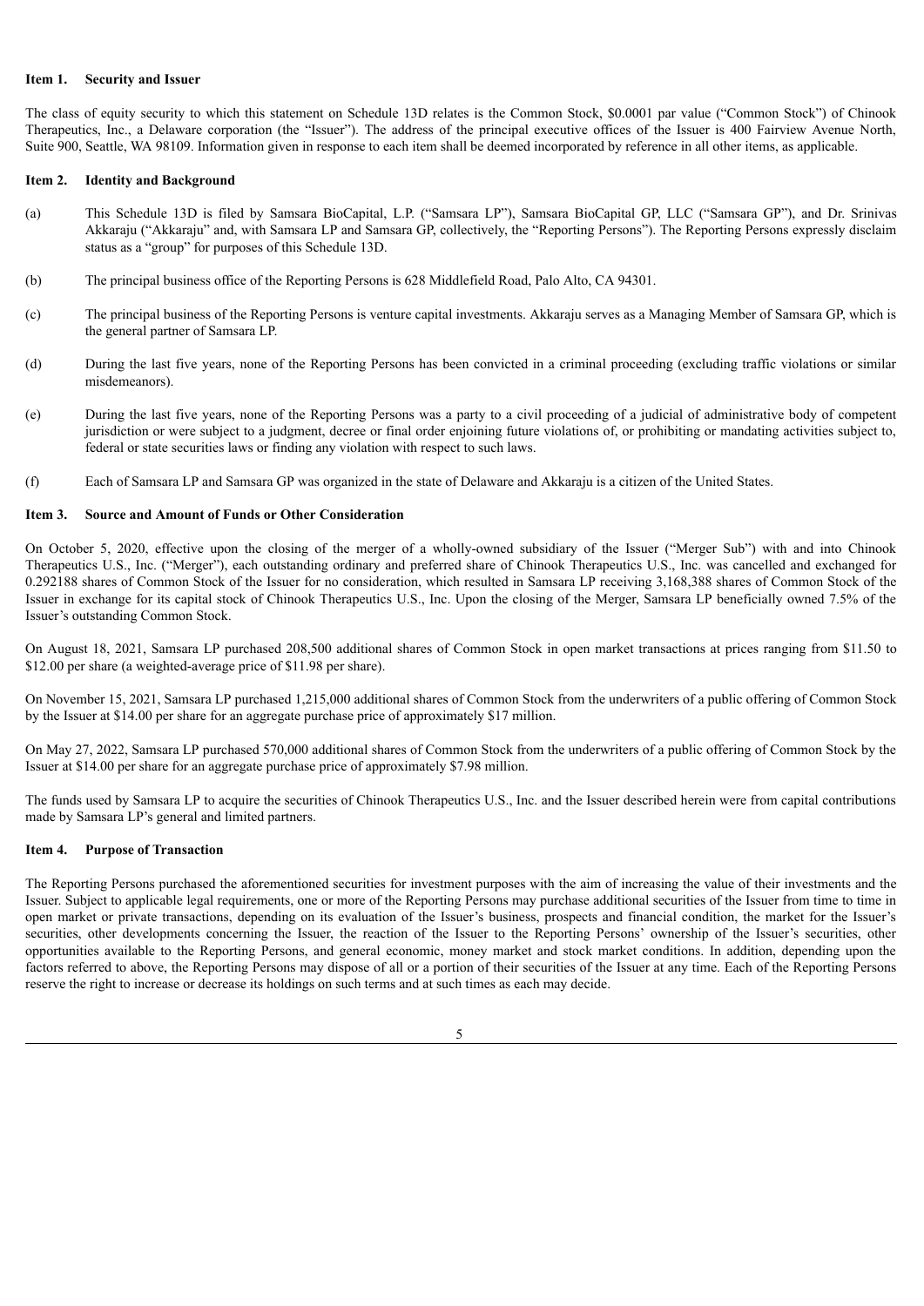**Item 1. Security and Issuer**

The class of equity security to which this statement on Schedule 13D relates is the Common Stock, $0.0001 par value ("Common Stock") of Chinook Therapeutics, Inc., a Delaware corporation (the "Issuer"). The address of the principal executive offices of the Issuer is 400 Fairview Avenue North, Suite 900, Seattle, WA 98109. Information given in response to each item shall be deemed incorporated by reference in all other items, as applicable.

**Item 2. Identity and Background**

(a) This Schedule 13D is filed by Samsara BioCapital, L.P. ("Samsara LP"), Samsara BioCapital GP, LLC ("Samsara GP"), and Dr. Srinivas Akkaraju ("Akkaraju" and, with Samsara LP and Samsara GP, collectively, the "Reporting Persons"). The Reporting Persons expressly disclaim status as a "group" for purposes of this Schedule 13D.

(b) The principal business office of the Reporting Persons is 628 Middlefield Road, Palo Alto, CA 94301.

(c) The principal business of the Reporting Persons is venture capital investments. Akkaraju serves as a Managing Member of Samsara GP, which is the general partner of Samsara LP.

(d) During the last five years, none of the Reporting Persons has been convicted in a criminal proceeding (excluding traffic violations or similar misdemeanors).

(e) During the last five years, none of the Reporting Persons was a party to a civil proceeding of a judicial of administrative body of competent jurisdiction or were subject to a judgment, decree or final order enjoining future violations of, or prohibiting or mandating activities subject to, federal or state securities laws or finding any violation with respect to such laws.

(f) Each of Samsara LP and Samsara GP was organized in the state of Delaware and Akkaraju is a citizen of the United States.

**Item 3. Source and Amount of Funds or Other Consideration**

On October 5, 2020, effective upon the closing of the merger of a wholly-owned subsidiary of the Issuer ("Merger Sub") with and into Chinook Therapeutics U.S., Inc. ("Merger"), each outstanding ordinary and preferred share of Chinook Therapeutics U.S., Inc. was cancelled and exchanged for 0.292188 shares of Common Stock of the Issuer for no consideration, which resulted in Samsara LP receiving 3,168,388 shares of Common Stock of the Issuer in exchange for its capital stock of Chinook Therapeutics U.S., Inc. Upon the closing of the Merger, Samsara LP beneficially owned 7.5% of the Issuer's outstanding Common Stock.

On August 18, 2021, Samsara LP purchased 208,500 additional shares of Common Stock in open market transactions at prices ranging from $11.50 to $12.00 per share (a weighted-average price of $11.98 per share).

On November 15, 2021, Samsara LP purchased 1,215,000 additional shares of Common Stock from the underwriters of a public offering of Common Stock by the Issuer at $14.00 per share for an aggregate purchase price of approximately $17 million.

On May 27, 2022, Samsara LP purchased 570,000 additional shares of Common Stock from the underwriters of a public offering of Common Stock by the Issuer at $14.00 per share for an aggregate purchase price of approximately $7.98 million.

The funds used by Samsara LP to acquire the securities of Chinook Therapeutics U.S., Inc. and the Issuer described herein were from capital contributions made by Samsara LP's general and limited partners.

**Item 4. Purpose of Transaction**

The Reporting Persons purchased the aforementioned securities for investment purposes with the aim of increasing the value of their investments and the Issuer. Subject to applicable legal requirements, one or more of the Reporting Persons may purchase additional securities of the Issuer from time to time in open market or private transactions, depending on its evaluation of the Issuer's business, prospects and financial condition, the market for the Issuer's securities, other developments concerning the Issuer, the reaction of the Issuer to the Reporting Persons' ownership of the Issuer's securities, other opportunities available to the Reporting Persons, and general economic, money market and stock market conditions. In addition, depending upon the factors referred to above, the Reporting Persons may dispose of all or a portion of their securities of the Issuer at any time. Each of the Reporting Persons reserve the right to increase or decrease its holdings on such terms and at such times as each may decide.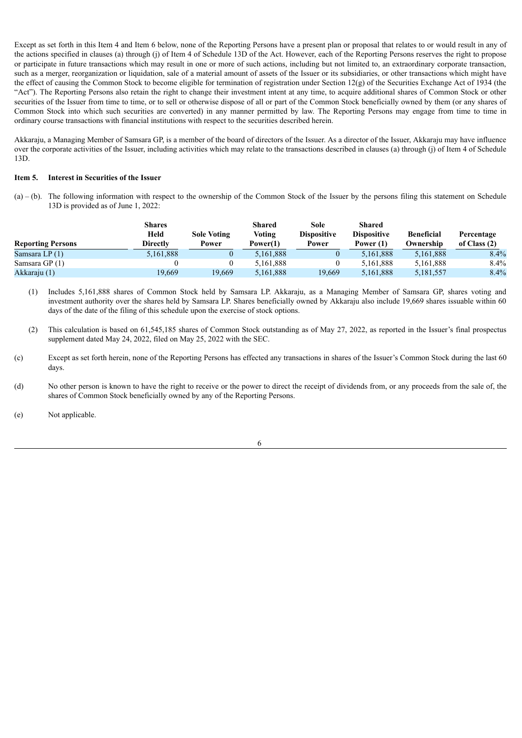Except as set forth in this Item 4 and Item 6 below, none of the Reporting Persons have a present plan or proposal that relates to or would result in any of the actions specified in clauses (a) through (j) of Item 4 of Schedule 13D of the Act. However, each of the Reporting Persons reserves the right to propose or participate in future transactions which may result in one or more of such actions, including but not limited to, an extraordinary corporate transaction, such as a merger, reorganization or liquidation, sale of a material amount of assets of the Issuer or its subsidiaries, or other transactions which might have the effect of causing the Common Stock to become eligible for termination of registration under Section 12(g) of the Securities Exchange Act of 1934 (the "Act"). The Reporting Persons also retain the right to change their investment intent at any time, to acquire additional shares of Common Stock or other securities of the Issuer from time to time, or to sell or otherwise dispose of all or part of the Common Stock beneficially owned by them (or any shares of Common Stock into which such securities are converted) in any manner permitted by law. The Reporting Persons may engage from time to time in ordinary course transactions with financial institutions with respect to the securities described herein.

Akkaraju, a Managing Member of Samsara GP, is a member of the board of directors of the Issuer. As a director of the Issuer, Akkaraju may have influence over the corporate activities of the Issuer, including activities which may relate to the transactions described in clauses (a) through (j) of Item 4 of Schedule 13D.

**Item 5. Interest in Securities of the Issuer**

(a) – (b). The following information with respect to the ownership of the Common Stock of the Issuer by the persons filing this statement on Schedule 13D is provided as of June 1, 2022:

| Reporting Persons | Shares Held Directly | Sole Voting Power | Shared Voting Power(1) | Sole Dispositive Power | Shared Dispositive Power (1) | Beneficial Ownership | Percentage of Class (2) |
|---|---|---|---|---|---|---|---|
| Samsara LP (1) | 5,161,888 | 0 | 5,161,888 | 0 | 5,161,888 | 5,161,888 | 8.4% |
| Samsara GP (1) | 0 | 0 | 5,161,888 | 0 | 5,161,888 | 5,161,888 | 8.4% |
| Akkaraju (1) | 19,669 | 19,669 | 5,161,888 | 19,669 | 5,161,888 | 5,181,557 | 8.4% |

(1) Includes 5,161,888 shares of Common Stock held by Samsara LP. Akkaraju, as a Managing Member of Samsara GP, shares voting and investment authority over the shares held by Samsara LP. Shares beneficially owned by Akkaraju also include 19,669 shares issuable within 60 days of the date of the filing of this schedule upon the exercise of stock options.

(2) This calculation is based on 61,545,185 shares of Common Stock outstanding as of May 27, 2022, as reported in the Issuer's final prospectus supplement dated May 24, 2022, filed on May 25, 2022 with the SEC.

(c) Except as set forth herein, none of the Reporting Persons has effected any transactions in shares of the Issuer's Common Stock during the last 60 days.

(d) No other person is known to have the right to receive or the power to direct the receipt of dividends from, or any proceeds from the sale of, the shares of Common Stock beneficially owned by any of the Reporting Persons.

(e) Not applicable.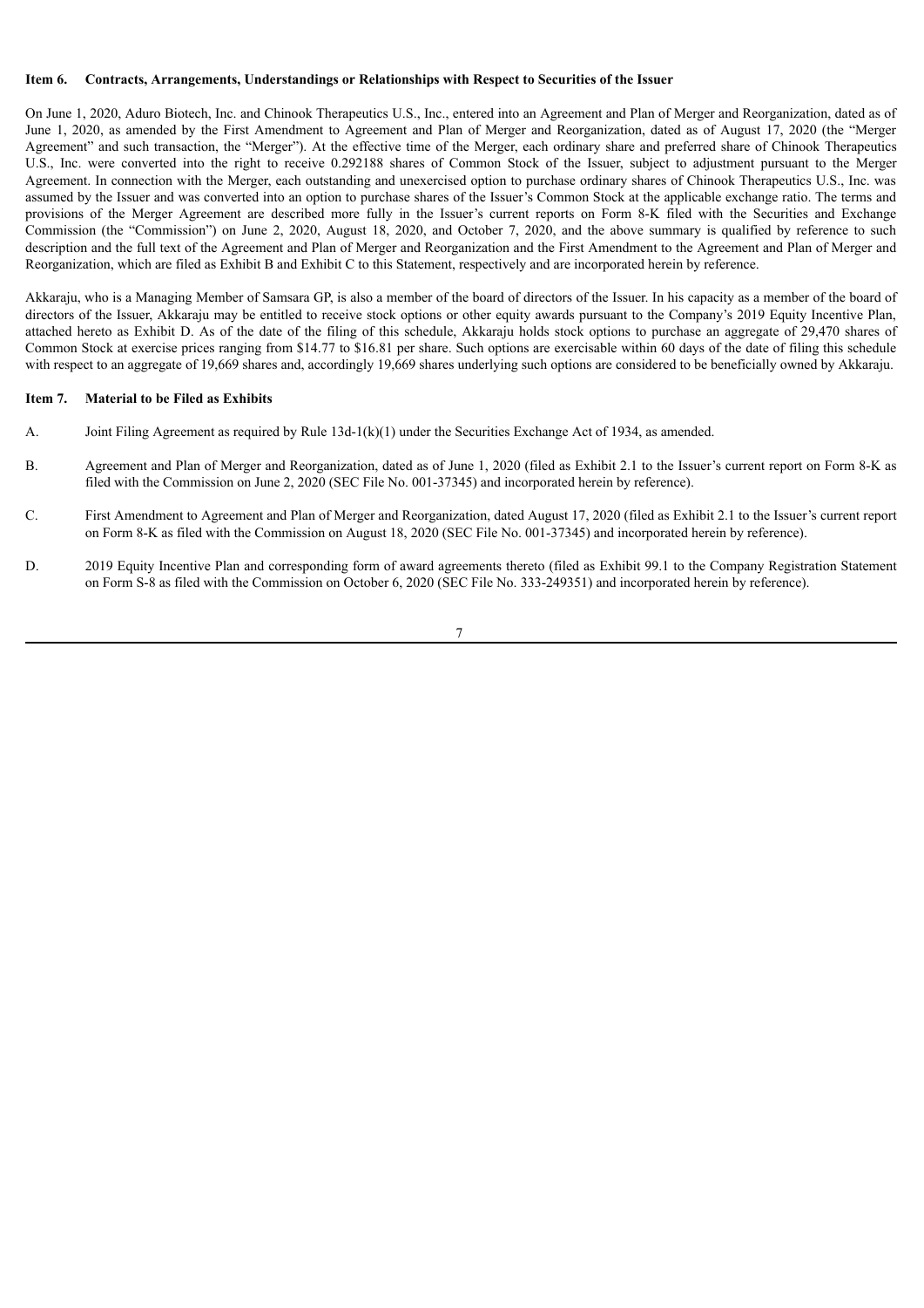**Item 6. Contracts, Arrangements, Understandings or Relationships with Respect to Securities of the Issuer**

On June 1, 2020, Aduro Biotech, Inc. and Chinook Therapeutics U.S., Inc., entered into an Agreement and Plan of Merger and Reorganization, dated as of June 1, 2020, as amended by the First Amendment to Agreement and Plan of Merger and Reorganization, dated as of August 17, 2020 (the "Merger Agreement" and such transaction, the "Merger"). At the effective time of the Merger, each ordinary share and preferred share of Chinook Therapeutics U.S., Inc. were converted into the right to receive 0.292188 shares of Common Stock of the Issuer, subject to adjustment pursuant to the Merger Agreement. In connection with the Merger, each outstanding and unexercised option to purchase ordinary shares of Chinook Therapeutics U.S., Inc. was assumed by the Issuer and was converted into an option to purchase shares of the Issuer's Common Stock at the applicable exchange ratio. The terms and provisions of the Merger Agreement are described more fully in the Issuer's current reports on Form 8-K filed with the Securities and Exchange Commission (the "Commission") on June 2, 2020, August 18, 2020, and October 7, 2020, and the above summary is qualified by reference to such description and the full text of the Agreement and Plan of Merger and Reorganization and the First Amendment to the Agreement and Plan of Merger and Reorganization, which are filed as Exhibit B and Exhibit C to this Statement, respectively and are incorporated herein by reference.

Akkaraju, who is a Managing Member of Samsara GP, is also a member of the board of directors of the Issuer. In his capacity as a member of the board of directors of the Issuer, Akkaraju may be entitled to receive stock options or other equity awards pursuant to the Company's 2019 Equity Incentive Plan, attached hereto as Exhibit D. As of the date of the filing of this schedule, Akkaraju holds stock options to purchase an aggregate of 29,470 shares of Common Stock at exercise prices ranging from $14.77 to $16.81 per share. Such options are exercisable within 60 days of the date of filing this schedule with respect to an aggregate of 19,669 shares and, accordingly 19,669 shares underlying such options are considered to be beneficially owned by Akkaraju.

**Item 7. Material to be Filed as Exhibits**

A. Joint Filing Agreement as required by Rule 13d-1(k)(1) under the Securities Exchange Act of 1934, as amended.

B. Agreement and Plan of Merger and Reorganization, dated as of June 1, 2020 (filed as Exhibit 2.1 to the Issuer's current report on Form 8-K as filed with the Commission on June 2, 2020 (SEC File No. 001-37345) and incorporated herein by reference).

C. First Amendment to Agreement and Plan of Merger and Reorganization, dated August 17, 2020 (filed as Exhibit 2.1 to the Issuer's current report on Form 8-K as filed with the Commission on August 18, 2020 (SEC File No. 001-37345) and incorporated herein by reference).

D. 2019 Equity Incentive Plan and corresponding form of award agreements thereto (filed as Exhibit 99.1 to the Company Registration Statement on Form S-8 as filed with the Commission on October 6, 2020 (SEC File No. 333-249351) and incorporated herein by reference).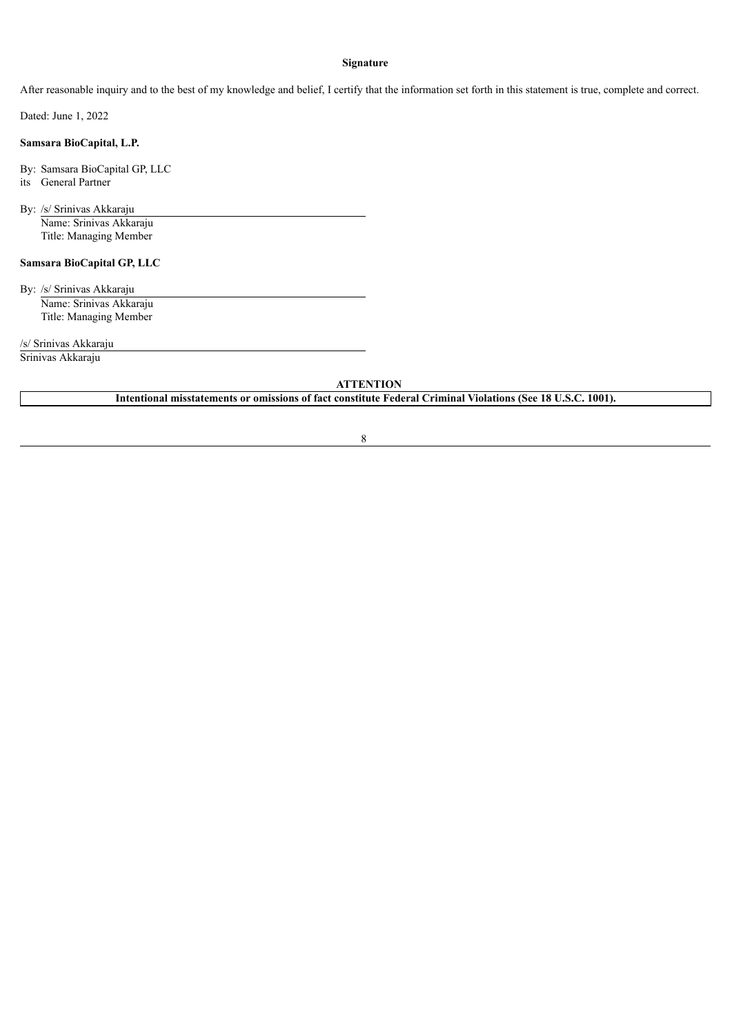**Signature**

After reasonable inquiry and to the best of my knowledge and belief, I certify that the information set forth in this statement is true, complete and correct.

Dated: June 1, 2022

**Samsara BioCapital, L.P.**

By: Samsara BioCapital GP, LLC
its General Partner

By: /s/ Srinivas Akkaraju
Name: Srinivas Akkaraju
Title: Managing Member

**Samsara BioCapital GP, LLC**

By: /s/ Srinivas Akkaraju
Name: Srinivas Akkaraju
Title: Managing Member

/s/ Srinivas Akkaraju
Srinivas Akkaraju

**ATTENTION**

**Intentional misstatements or omissions of fact constitute Federal Criminal Violations (See 18 U.S.C. 1001).**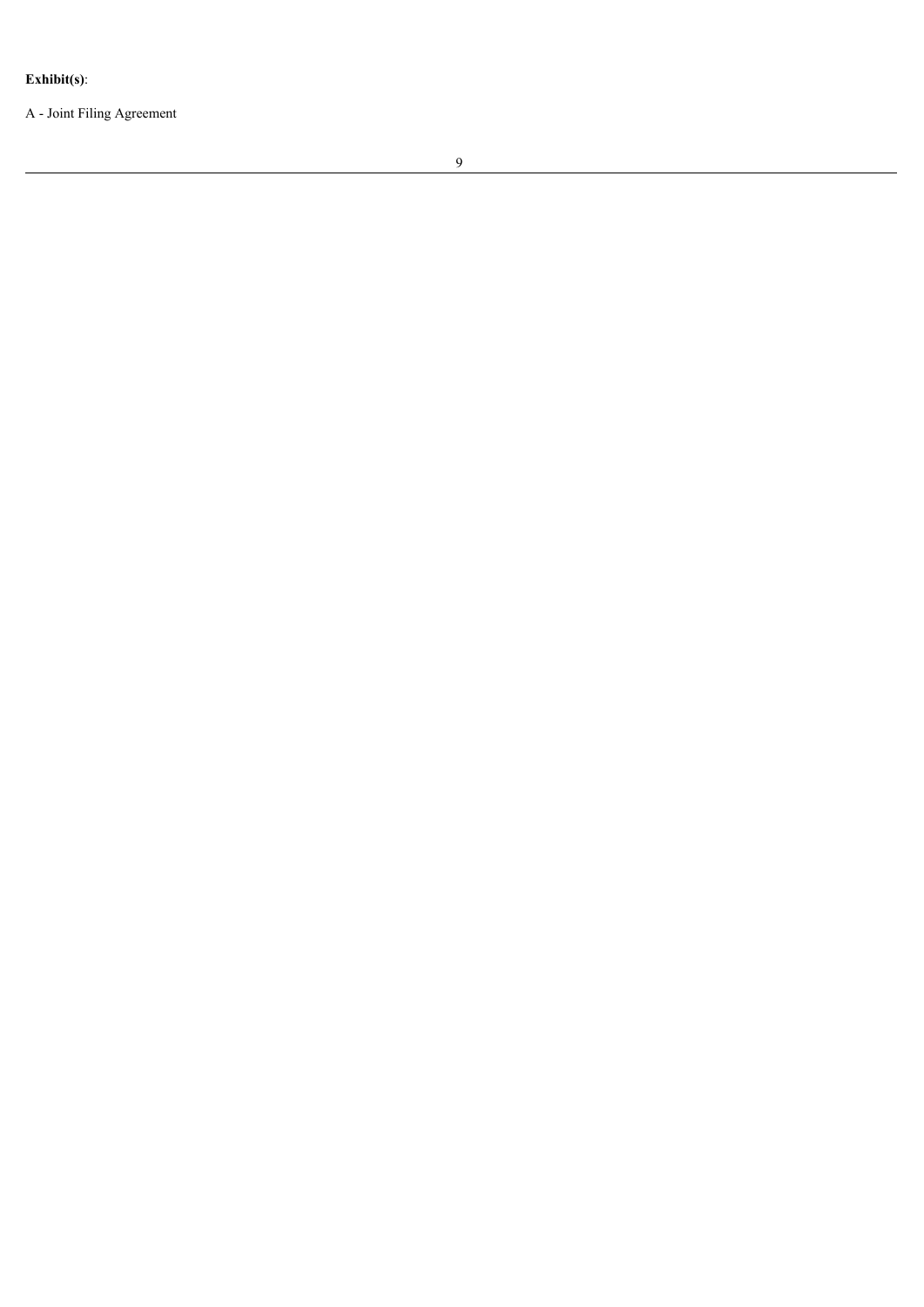**Exhibit(s)**:

A - Joint Filing Agreement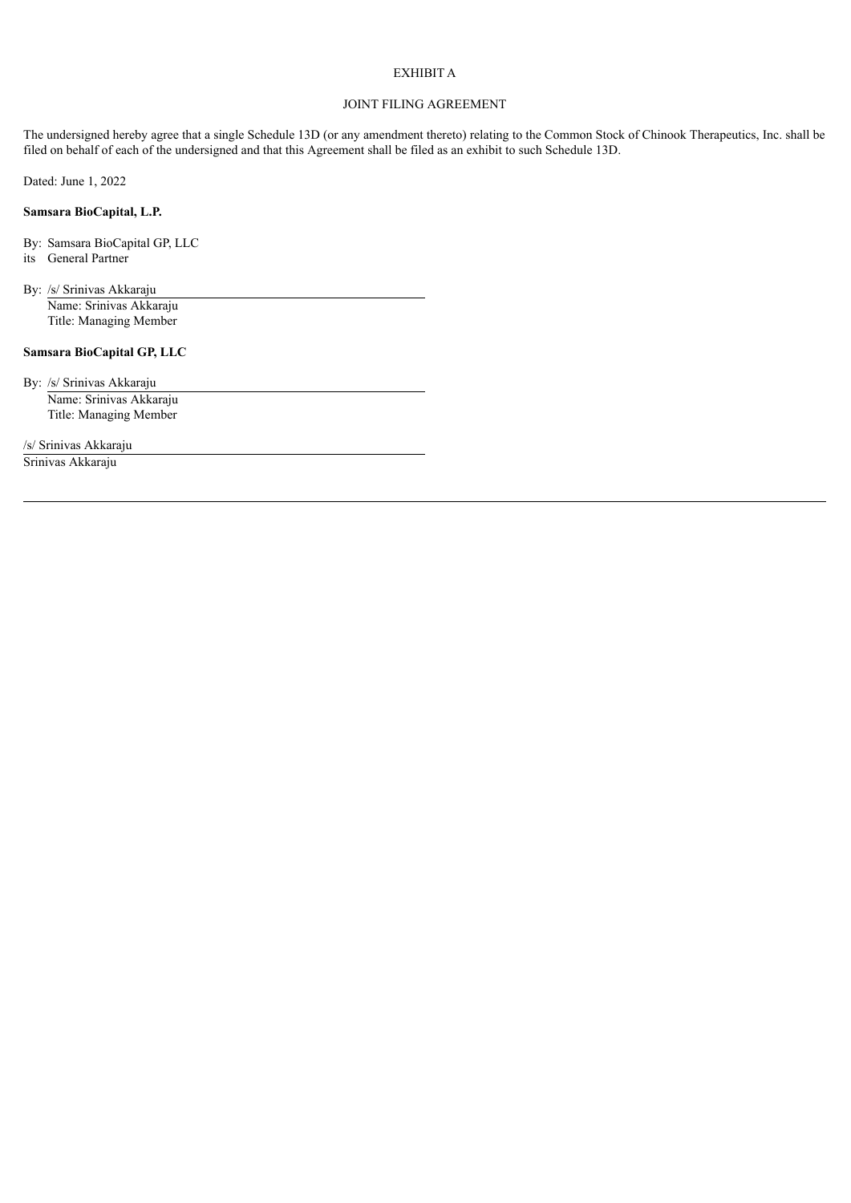EXHIBIT A

JOINT FILING AGREEMENT

The undersigned hereby agree that a single Schedule 13D (or any amendment thereto) relating to the Common Stock of Chinook Therapeutics, Inc. shall be filed on behalf of each of the undersigned and that this Agreement shall be filed as an exhibit to such Schedule 13D.

Dated: June 1, 2022

**Samsara BioCapital, L.P.**

By: Samsara BioCapital GP, LLC
its General Partner

By: /s/ Srinivas Akkaraju
Name: Srinivas Akkaraju
Title: Managing Member

**Samsara BioCapital GP, LLC**

By: /s/ Srinivas Akkaraju
Name: Srinivas Akkaraju
Title: Managing Member

/s/ Srinivas Akkaraju
Srinivas Akkaraju